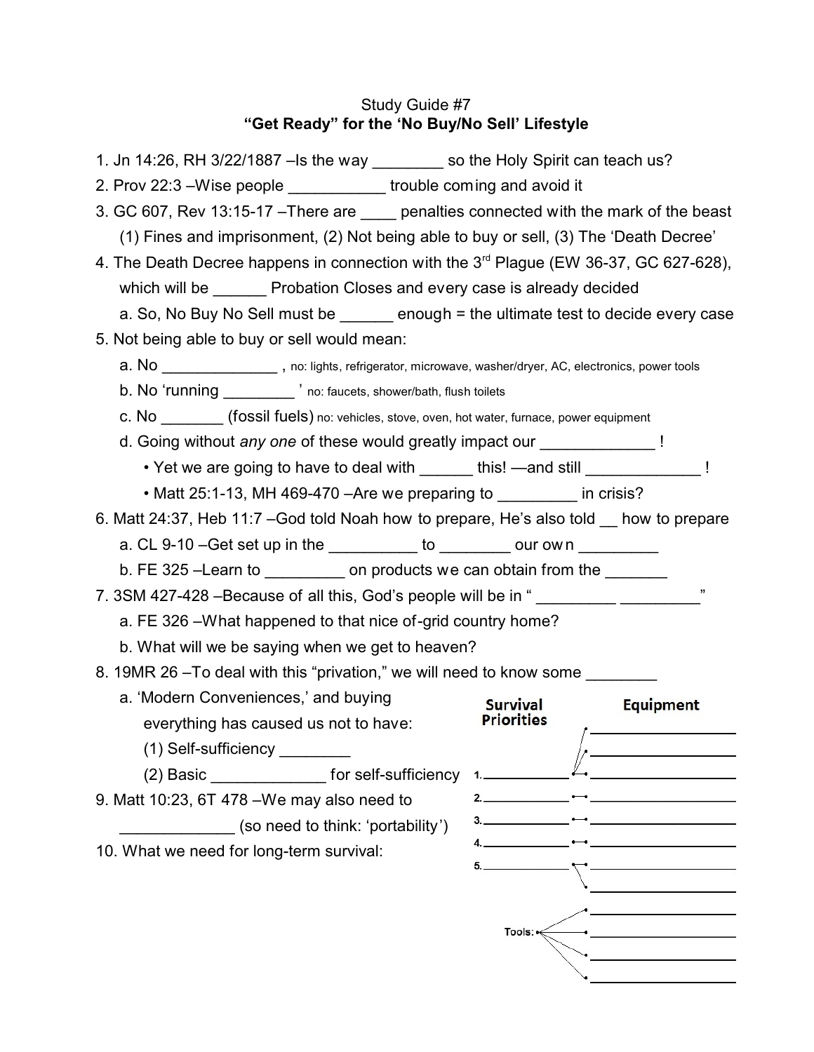# Study Guide #7

## "Get Ready" for the 'No Buy/No Sell' Lifestyle

1. Jn 14:26, RH 3/22/1887 –Is the way ________ so the Holy Spirit can teach us?
2. Prov 22:3 –Wise people ___________ trouble coming and avoid it
3. GC 607, Rev 13:15-17 –There are ____ penalties connected with the mark of the beast (1) Fines and imprisonment, (2) Not being able to buy or sell, (3) The 'Death Decree'
4. The Death Decree happens in connection with the 3rd Plague (EW 36-37, GC 627-628), which will be ______ Probation Closes and every case is already decided
   - a. So, No Buy No Sell must be ______ enough = the ultimate test to decide every case
5. Not being able to buy or sell would mean:
   - a. No _____________ , no: lights, refrigerator, microwave, washer/dryer, AC, electronics, power tools
   - b. No 'running ________ ' no: faucets, shower/bath, flush toilets
   - c. No _______ (fossil fuels) no: vehicles, stove, oven, hot water, furnace, power equipment
   - d. Going without *any one* of these would greatly impact our _____________ !
     - Yet we are going to have to deal with ______ this! —and still _____________ !
     - Matt 25:1-13, MH 469-470 –Are we preparing to _________ in crisis?
6. Matt 24:37, Heb 11:7 –God told Noah how to prepare, He's also told __ how to prepare
   - a. CL 9-10 –Get set up in the __________ to ________ our own _________
   - b. FE 325 –Learn to _________ on products we can obtain from the _______
7. 3SM 427-428 –Because of all this, God's people will be in " _________ _________"
   - a. FE 326 –What happened to that nice of-grid country home?
   - b. What will we be saying when we get to heaven?
8. 19MR 26 –To deal with this "privation," we will need to know some ________
   - a. 'Modern Conveniences,' and buying everything has caused us not to have:
     - (1) Self-sufficiency ________
     - (2) Basic _____________ for self-sufficiency
9. Matt 10:23, 6T 478 –We may also need to _____________ (so need to think: 'portability')
10. What we need for long-term survival:

| Survival Priorities | Equipment |
|---|---|
| | __________________ |
| | __________________ |
| 1. __________ | __________________ |
| 2. __________ | __________________ |
| 3. __________ | __________________ |
| 4. __________ | __________________ |
| 5. __________ | __________________ |
| | __________________ |
| | __________________ |
| Tools: | __________________ |
| | __________________ |
| | __________________ |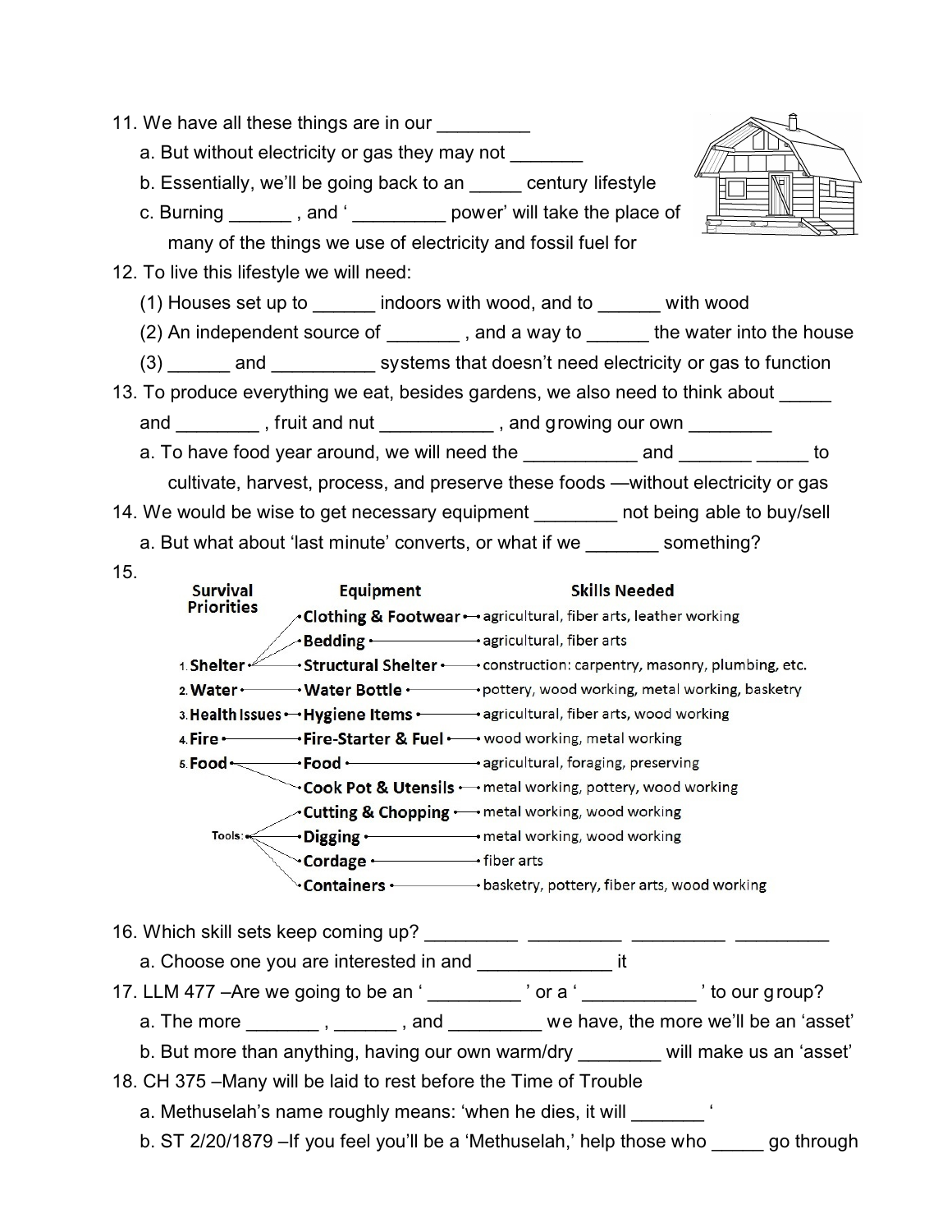11. We have all these things are in our _________
    a. But without electricity or gas they may not _______
    b. Essentially, we'll be going back to an _____ century lifestyle
    c. Burning ______ , and ' _________ power' will take the place of many of the things we use of electricity and fossil fuel for
12. To live this lifestyle we will need:
    (1) Houses set up to ______ indoors with wood, and to ______ with wood
    (2) An independent source of _______ , and a way to ______ the water into the house
    (3) ______ and __________ systems that doesn't need electricity or gas to function
13. To produce everything we eat, besides gardens, we also need to think about _____ and ________ , fruit and nut ___________ , and growing our own ________
    a. To have food year around, we will need the ___________ and _______ _____ to cultivate, harvest, process, and preserve these foods —without electricity or gas
14. We would be wise to get necessary equipment ________ not being able to buy/sell
    a. But what about 'last minute' converts, or what if we _______ something?
15.

| Survival Priorities | Equipment | Skills Needed |
|---|---|---|
| 1. Shelter | Clothing & Footwear | agricultural, fiber arts, leather working |
| | Bedding | agricultural, fiber arts |
| | Structural Shelter | construction: carpentry, masonry, plumbing, etc. |
| 2. Water | Water Bottle | pottery, wood working, metal working, basketry |
| 3. Health Issues | Hygiene Items | agricultural, fiber arts, wood working |
| 4. Fire | Fire-Starter & Fuel | wood working, metal working |
| 5. Food | Food | agricultural, foraging, preserving |
| | Cook Pot & Utensils | metal working, pottery, wood working |
| Tools: | Cutting & Chopping | metal working, wood working |
| | Digging | metal working, wood working |
| | Cordage | fiber arts |
| | Containers | basketry, pottery, fiber arts, wood working |

16. Which skill sets keep coming up? _________ _________ _________ _________
    a. Choose one you are interested in and _____________ it
17. LLM 477 –Are we going to be an ' _________ ' or a ' ___________ ' to our group?
    a. The more _______ , ______ , and _________ we have, the more we'll be an 'asset'
    b. But more than anything, having our own warm/dry ________ will make us an 'asset'
18. CH 375 –Many will be laid to rest before the Time of Trouble
    a. Methuselah's name roughly means: 'when he dies, it will _______ '
    b. ST 2/20/1879 –If you feel you'll be a 'Methuselah,' help those who _____ go through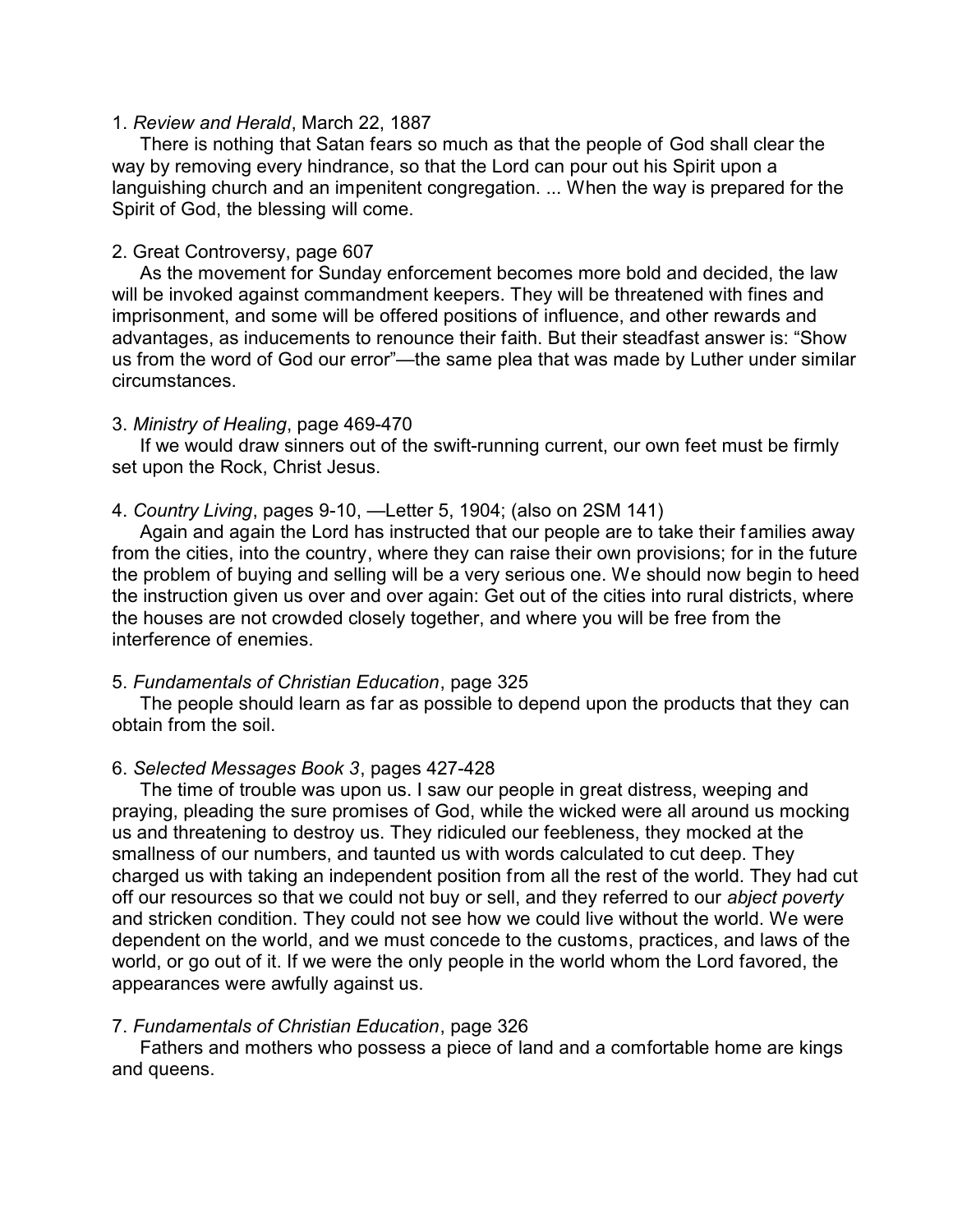1. *Review and Herald*, March 22, 1887

There is nothing that Satan fears so much as that the people of God shall clear the way by removing every hindrance, so that the Lord can pour out his Spirit upon a languishing church and an impenitent congregation. ... When the way is prepared for the Spirit of God, the blessing will come.

2. Great Controversy, page 607

As the movement for Sunday enforcement becomes more bold and decided, the law will be invoked against commandment keepers. They will be threatened with fines and imprisonment, and some will be offered positions of influence, and other rewards and advantages, as inducements to renounce their faith. But their steadfast answer is: "Show us from the word of God our error"—the same plea that was made by Luther under similar circumstances.

3. *Ministry of Healing*, page 469-470

If we would draw sinners out of the swift-running current, our own feet must be firmly set upon the Rock, Christ Jesus.

4. *Country Living*, pages 9-10, —Letter 5, 1904; (also on 2SM 141)

Again and again the Lord has instructed that our people are to take their families away from the cities, into the country, where they can raise their own provisions; for in the future the problem of buying and selling will be a very serious one. We should now begin to heed the instruction given us over and over again: Get out of the cities into rural districts, where the houses are not crowded closely together, and where you will be free from the interference of enemies.

5. *Fundamentals of Christian Education*, page 325

The people should learn as far as possible to depend upon the products that they can obtain from the soil.

6. *Selected Messages Book 3*, pages 427-428

The time of trouble was upon us. I saw our people in great distress, weeping and praying, pleading the sure promises of God, while the wicked were all around us mocking us and threatening to destroy us. They ridiculed our feebleness, they mocked at the smallness of our numbers, and taunted us with words calculated to cut deep. They charged us with taking an independent position from all the rest of the world. They had cut off our resources so that we could not buy or sell, and they referred to our *abject poverty* and stricken condition. They could not see how we could live without the world. We were dependent on the world, and we must concede to the customs, practices, and laws of the world, or go out of it. If we were the only people in the world whom the Lord favored, the appearances were awfully against us.

7. *Fundamentals of Christian Education*, page 326

Fathers and mothers who possess a piece of land and a comfortable home are kings and queens.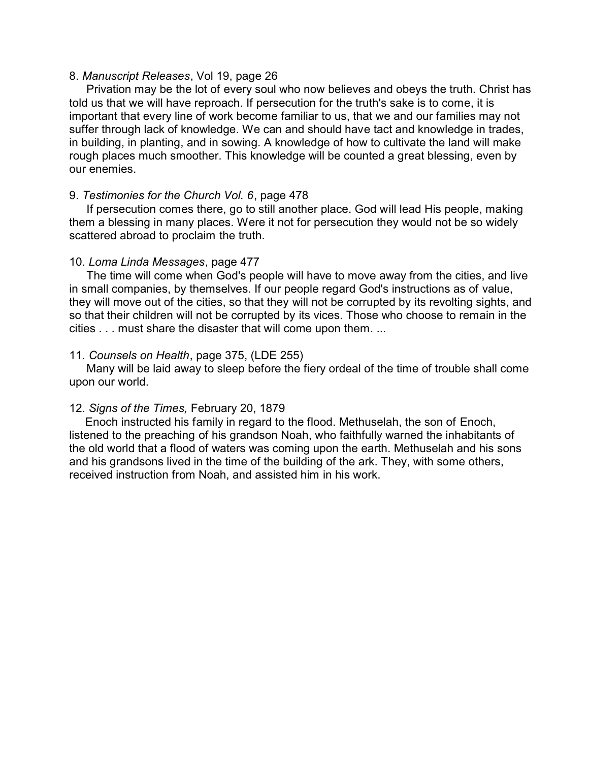8. *Manuscript Releases*, Vol 19, page 26

Privation may be the lot of every soul who now believes and obeys the truth. Christ has told us that we will have reproach. If persecution for the truth's sake is to come, it is important that every line of work become familiar to us, that we and our families may not suffer through lack of knowledge. We can and should have tact and knowledge in trades, in building, in planting, and in sowing. A knowledge of how to cultivate the land will make rough places much smoother. This knowledge will be counted a great blessing, even by our enemies.

9. *Testimonies for the Church Vol. 6*, page 478

If persecution comes there, go to still another place. God will lead His people, making them a blessing in many places. Were it not for persecution they would not be so widely scattered abroad to proclaim the truth.

10. *Loma Linda Messages*, page 477

The time will come when God's people will have to move away from the cities, and live in small companies, by themselves. If our people regard God's instructions as of value, they will move out of the cities, so that they will not be corrupted by its revolting sights, and so that their children will not be corrupted by its vices. Those who choose to remain in the cities . . . must share the disaster that will come upon them. ...

11. *Counsels on Health*, page 375, (LDE 255)

Many will be laid away to sleep before the fiery ordeal of the time of trouble shall come upon our world.

12. *Signs of the Times,* February 20, 1879

Enoch instructed his family in regard to the flood. Methuselah, the son of Enoch, listened to the preaching of his grandson Noah, who faithfully warned the inhabitants of the old world that a flood of waters was coming upon the earth. Methuselah and his sons and his grandsons lived in the time of the building of the ark. They, with some others, received instruction from Noah, and assisted him in his work.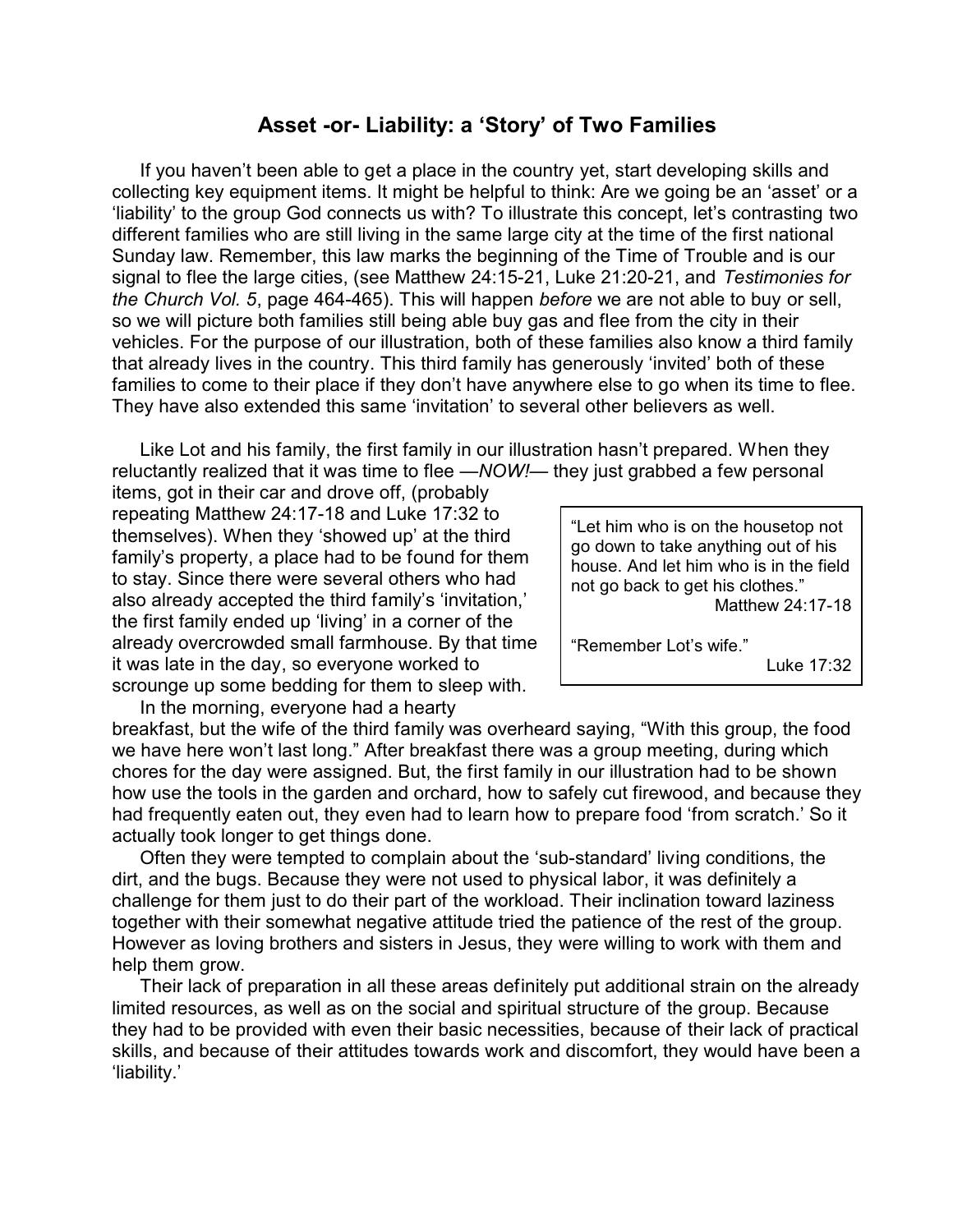## Asset -or- Liability: a 'Story' of Two Families

If you haven't been able to get a place in the country yet, start developing skills and collecting key equipment items. It might be helpful to think: Are we going be an 'asset' or a 'liability' to the group God connects us with? To illustrate this concept, let's contrasting two different families who are still living in the same large city at the time of the first national Sunday law. Remember, this law marks the beginning of the Time of Trouble and is our signal to flee the large cities, (see Matthew 24:15-21, Luke 21:20-21, and *Testimonies for the Church Vol. 5*, page 464-465). This will happen *before* we are not able to buy or sell, so we will picture both families still being able buy gas and flee from the city in their vehicles. For the purpose of our illustration, both of these families also know a third family that already lives in the country. This third family has generously 'invited' both of these families to come to their place if they don't have anywhere else to go when its time to flee. They have also extended this same 'invitation' to several other believers as well.

Like Lot and his family, the first family in our illustration hasn't prepared. When they reluctantly realized that it was time to flee —*NOW!*— they just grabbed a few personal items, got in their car and drove off, (probably repeating Matthew 24:17-18 and Luke 17:32 to themselves). When they 'showed up' at the third family's property, a place had to be found for them to stay. Since there were several others who had also already accepted the third family's 'invitation,' the first family ended up 'living' in a corner of the already overcrowded small farmhouse. By that time it was late in the day, so everyone worked to scrounge up some bedding for them to sleep with.

> "Let him who is on the housetop not go down to take anything out of his house. And let him who is in the field not go back to get his clothes."
> Matthew 24:17-18
>
> "Remember Lot's wife."
> Luke 17:32

In the morning, everyone had a hearty breakfast, but the wife of the third family was overheard saying, "With this group, the food we have here won't last long." After breakfast there was a group meeting, during which chores for the day were assigned. But, the first family in our illustration had to be shown how use the tools in the garden and orchard, how to safely cut firewood, and because they had frequently eaten out, they even had to learn how to prepare food 'from scratch.' So it actually took longer to get things done.

Often they were tempted to complain about the 'sub-standard' living conditions, the dirt, and the bugs. Because they were not used to physical labor, it was definitely a challenge for them just to do their part of the workload. Their inclination toward laziness together with their somewhat negative attitude tried the patience of the rest of the group. However as loving brothers and sisters in Jesus, they were willing to work with them and help them grow.

Their lack of preparation in all these areas definitely put additional strain on the already limited resources, as well as on the social and spiritual structure of the group. Because they had to be provided with even their basic necessities, because of their lack of practical skills, and because of their attitudes towards work and discomfort, they would have been a 'liability.'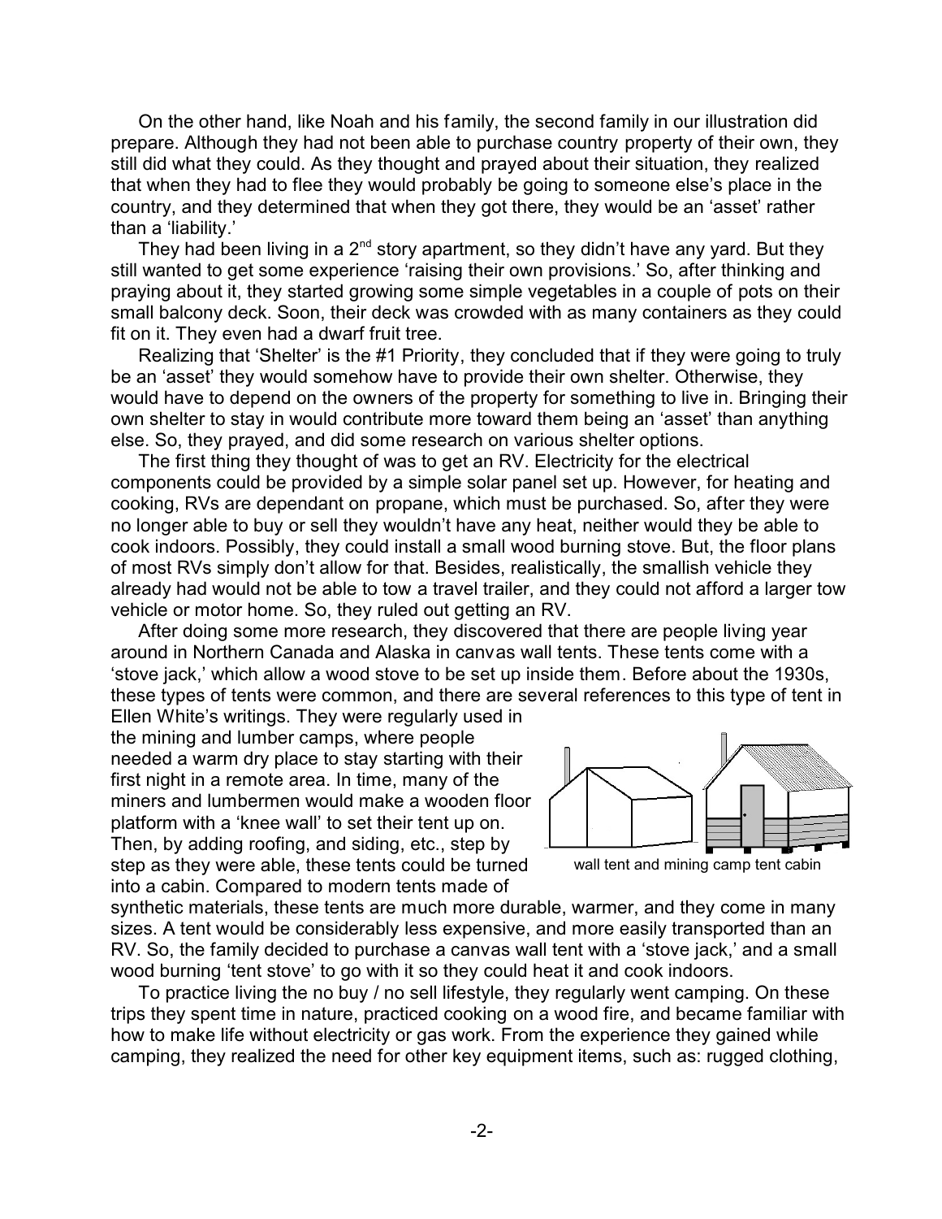On the other hand, like Noah and his family, the second family in our illustration did prepare. Although they had not been able to purchase country property of their own, they still did what they could. As they thought and prayed about their situation, they realized that when they had to flee they would probably be going to someone else's place in the country, and they determined that when they got there, they would be an 'asset' rather than a 'liability.'

They had been living in a 2nd story apartment, so they didn't have any yard. But they still wanted to get some experience 'raising their own provisions.' So, after thinking and praying about it, they started growing some simple vegetables in a couple of pots on their small balcony deck. Soon, their deck was crowded with as many containers as they could fit on it. They even had a dwarf fruit tree.

Realizing that 'Shelter' is the #1 Priority, they concluded that if they were going to truly be an 'asset' they would somehow have to provide their own shelter. Otherwise, they would have to depend on the owners of the property for something to live in. Bringing their own shelter to stay in would contribute more toward them being an 'asset' than anything else. So, they prayed, and did some research on various shelter options.

The first thing they thought of was to get an RV. Electricity for the electrical components could be provided by a simple solar panel set up. However, for heating and cooking, RVs are dependant on propane, which must be purchased. So, after they were no longer able to buy or sell they wouldn't have any heat, neither would they be able to cook indoors. Possibly, they could install a small wood burning stove. But, the floor plans of most RVs simply don't allow for that. Besides, realistically, the smallish vehicle they already had would not be able to tow a travel trailer, and they could not afford a larger tow vehicle or motor home. So, they ruled out getting an RV.

After doing some more research, they discovered that there are people living year around in Northern Canada and Alaska in canvas wall tents. These tents come with a 'stove jack,' which allow a wood stove to be set up inside them. Before about the 1930s, these types of tents were common, and there are several references to this type of tent in Ellen White's writings. They were regularly used in the mining and lumber camps, where people needed a warm dry place to stay starting with their first night in a remote area. In time, many of the miners and lumbermen would make a wooden floor platform with a 'knee wall' to set their tent up on. Then, by adding roofing, and siding, etc., step by step as they were able, these tents could be turned into a cabin. Compared to modern tents made of synthetic materials, these tents are much more durable, warmer, and they come in many sizes. A tent would be considerably less expensive, and more easily transported than an RV. So, the family decided to purchase a canvas wall tent with a 'stove jack,' and a small wood burning 'tent stove' to go with it so they could heat it and cook indoors.

wall tent and mining camp tent cabin

To practice living the no buy / no sell lifestyle, they regularly went camping. On these trips they spent time in nature, practiced cooking on a wood fire, and became familiar with how to make life without electricity or gas work. From the experience they gained while camping, they realized the need for other key equipment items, such as: rugged clothing,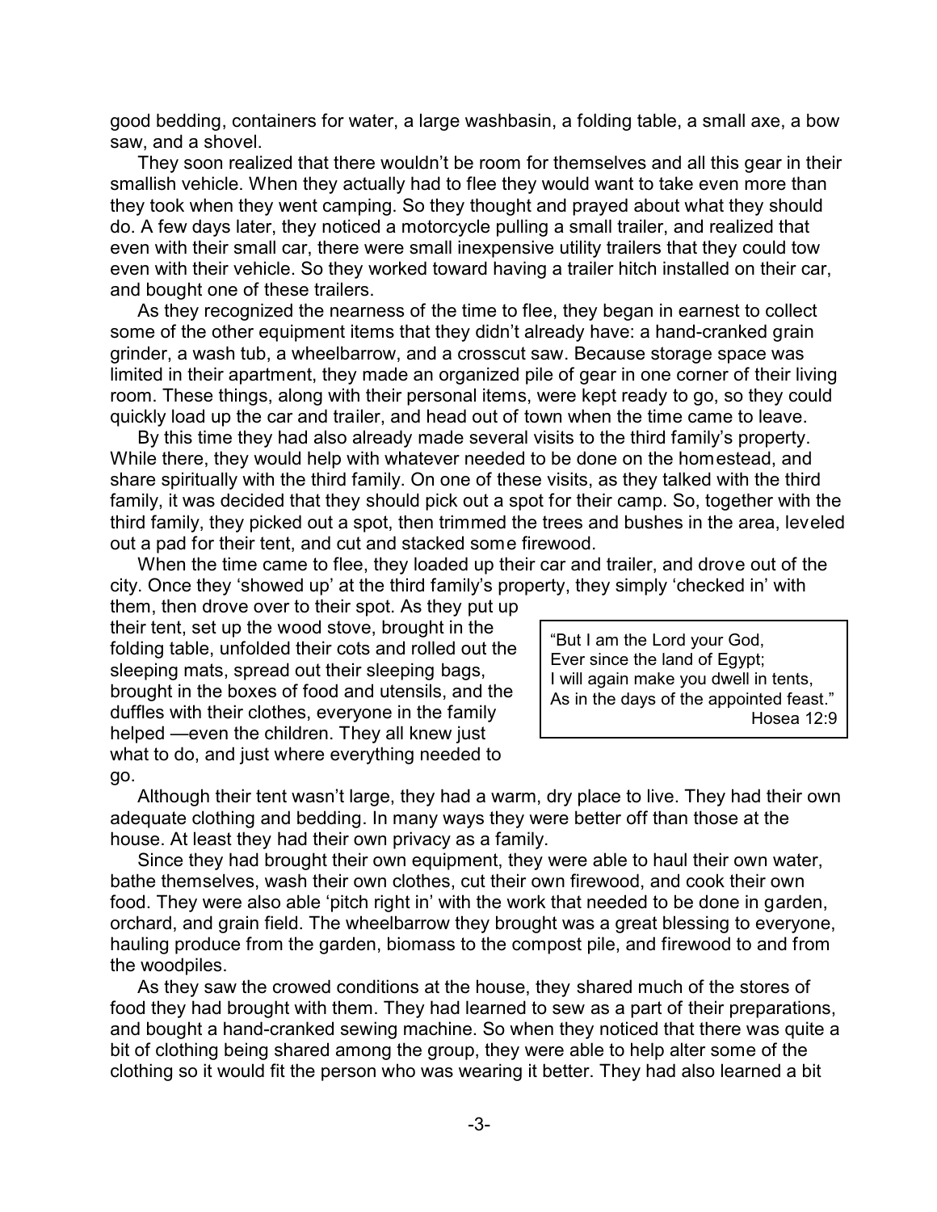good bedding, containers for water, a large washbasin, a folding table, a small axe, a bow saw, and a shovel.

They soon realized that there wouldn't be room for themselves and all this gear in their smallish vehicle. When they actually had to flee they would want to take even more than they took when they went camping. So they thought and prayed about what they should do. A few days later, they noticed a motorcycle pulling a small trailer, and realized that even with their small car, there were small inexpensive utility trailers that they could tow even with their vehicle. So they worked toward having a trailer hitch installed on their car, and bought one of these trailers.

As they recognized the nearness of the time to flee, they began in earnest to collect some of the other equipment items that they didn't already have: a hand-cranked grain grinder, a wash tub, a wheelbarrow, and a crosscut saw. Because storage space was limited in their apartment, they made an organized pile of gear in one corner of their living room. These things, along with their personal items, were kept ready to go, so they could quickly load up the car and trailer, and head out of town when the time came to leave.

By this time they had also already made several visits to the third family's property. While there, they would help with whatever needed to be done on the homestead, and share spiritually with the third family. On one of these visits, as they talked with the third family, it was decided that they should pick out a spot for their camp. So, together with the third family, they picked out a spot, then trimmed the trees and bushes in the area, leveled out a pad for their tent, and cut and stacked some firewood.

When the time came to flee, they loaded up their car and trailer, and drove out of the city. Once they 'showed up' at the third family's property, they simply 'checked in' with them, then drove over to their spot. As they put up their tent, set up the wood stove, brought in the folding table, unfolded their cots and rolled out the sleeping mats, spread out their sleeping bags, brought in the boxes of food and utensils, and the duffles with their clothes, everyone in the family helped —even the children. They all knew just what to do, and just where everything needed to go.

> "But I am the Lord your God,
> Ever since the land of Egypt;
> I will again make you dwell in tents,
> As in the days of the appointed feast."
> Hosea 12:9

Although their tent wasn't large, they had a warm, dry place to live. They had their own adequate clothing and bedding. In many ways they were better off than those at the house. At least they had their own privacy as a family.

Since they had brought their own equipment, they were able to haul their own water, bathe themselves, wash their own clothes, cut their own firewood, and cook their own food. They were also able 'pitch right in' with the work that needed to be done in garden, orchard, and grain field. The wheelbarrow they brought was a great blessing to everyone, hauling produce from the garden, biomass to the compost pile, and firewood to and from the woodpiles.

As they saw the crowed conditions at the house, they shared much of the stores of food they had brought with them. They had learned to sew as a part of their preparations, and bought a hand-cranked sewing machine. So when they noticed that there was quite a bit of clothing being shared among the group, they were able to help alter some of the clothing so it would fit the person who was wearing it better. They had also learned a bit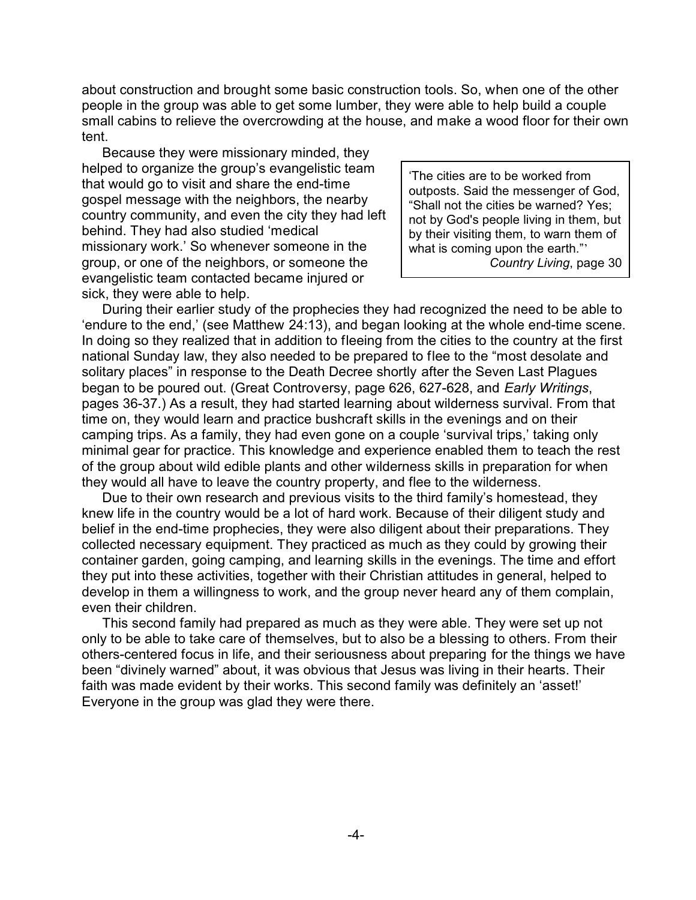about construction and brought some basic construction tools. So, when one of the other people in the group was able to get some lumber, they were able to help build a couple small cabins to relieve the overcrowding at the house, and make a wood floor for their own tent.

Because they were missionary minded, they helped to organize the group's evangelistic team that would go to visit and share the end-time gospel message with the neighbors, the nearby country community, and even the city they had left behind. They had also studied 'medical missionary work.' So whenever someone in the group, or one of the neighbors, or someone the evangelistic team contacted became injured or sick, they were able to help.

> 'The cities are to be worked from outposts. Said the messenger of God, "Shall not the cities be warned? Yes; not by God's people living in them, but by their visiting them, to warn them of what is coming upon the earth."'
>
> *Country Living*, page 30

During their earlier study of the prophecies they had recognized the need to be able to 'endure to the end,' (see Matthew 24:13), and began looking at the whole end-time scene. In doing so they realized that in addition to fleeing from the cities to the country at the first national Sunday law, they also needed to be prepared to flee to the "most desolate and solitary places" in response to the Death Decree shortly after the Seven Last Plagues began to be poured out. (Great Controversy, page 626, 627-628, and *Early Writings*, pages 36-37.) As a result, they had started learning about wilderness survival. From that time on, they would learn and practice bushcraft skills in the evenings and on their camping trips. As a family, they had even gone on a couple 'survival trips,' taking only minimal gear for practice. This knowledge and experience enabled them to teach the rest of the group about wild edible plants and other wilderness skills in preparation for when they would all have to leave the country property, and flee to the wilderness.

Due to their own research and previous visits to the third family's homestead, they knew life in the country would be a lot of hard work. Because of their diligent study and belief in the end-time prophecies, they were also diligent about their preparations. They collected necessary equipment. They practiced as much as they could by growing their container garden, going camping, and learning skills in the evenings. The time and effort they put into these activities, together with their Christian attitudes in general, helped to develop in them a willingness to work, and the group never heard any of them complain, even their children.

This second family had prepared as much as they were able. They were set up not only to be able to take care of themselves, but to also be a blessing to others. From their others-centered focus in life, and their seriousness about preparing for the things we have been "divinely warned" about, it was obvious that Jesus was living in their hearts. Their faith was made evident by their works. This second family was definitely an 'asset!' Everyone in the group was glad they were there.